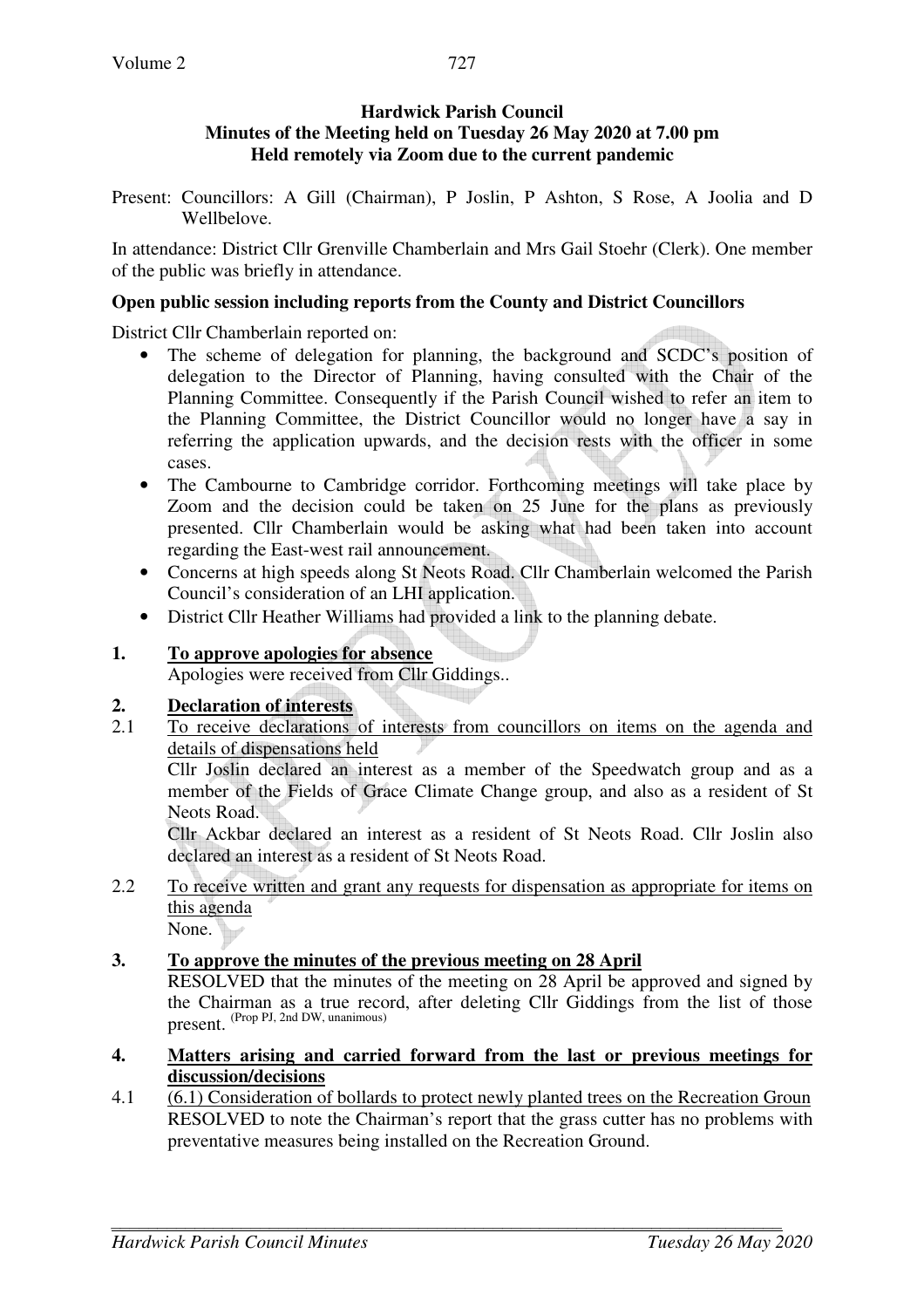**Hardwick Parish Council**
**Minutes of the Meeting held on Tuesday 26 May 2020 at 7.00 pm**
**Held remotely via Zoom due to the current pandemic**

Present: Councillors: A Gill (Chairman), P Joslin, P Ashton, S Rose, A Joolia and D Wellbelove.

In attendance: District Cllr Grenville Chamberlain and Mrs Gail Stoehr (Clerk). One member of the public was briefly in attendance.

**Open public session including reports from the County and District Councillors**

District Cllr Chamberlain reported on:

- The scheme of delegation for planning, the background and SCDC's position of delegation to the Director of Planning, having consulted with the Chair of the Planning Committee. Consequently if the Parish Council wished to refer an item to the Planning Committee, the District Councillor would no longer have a say in referring the application upwards, and the decision rests with the officer in some cases.
- The Cambourne to Cambridge corridor. Forthcoming meetings will take place by Zoom and the decision could be taken on 25 June for the plans as previously presented. Cllr Chamberlain would be asking what had been taken into account regarding the East-west rail announcement.
- Concerns at high speeds along St Neots Road. Cllr Chamberlain welcomed the Parish Council's consideration of an LHI application.
- District Cllr Heather Williams had provided a link to the planning debate.

**1. To approve apologies for absence**

Apologies were received from Cllr Giddings..

**2. Declaration of interests**

2.1 To receive declarations of interests from councillors on items on the agenda and details of dispensations held

Cllr Joslin declared an interest as a member of the Speedwatch group and as a member of the Fields of Grace Climate Change group, and also as a resident of St Neots Road.

Cllr Ackbar declared an interest as a resident of St Neots Road. Cllr Joslin also declared an interest as a resident of St Neots Road.

2.2 To receive written and grant any requests for dispensation as appropriate for items on this agenda

None.

**3. To approve the minutes of the previous meeting on 28 April**

RESOLVED that the minutes of the meeting on 28 April be approved and signed by the Chairman as a true record, after deleting Cllr Giddings from the list of those present. (Prop PJ, 2nd DW, unanimous)

**4. Matters arising and carried forward from the last or previous meetings for discussion/decisions**

4.1 (6.1) Consideration of bollards to protect newly planted trees on the Recreation Groun

RESOLVED to note the Chairman's report that the grass cutter has no problems with preventative measures being installed on the Recreation Ground.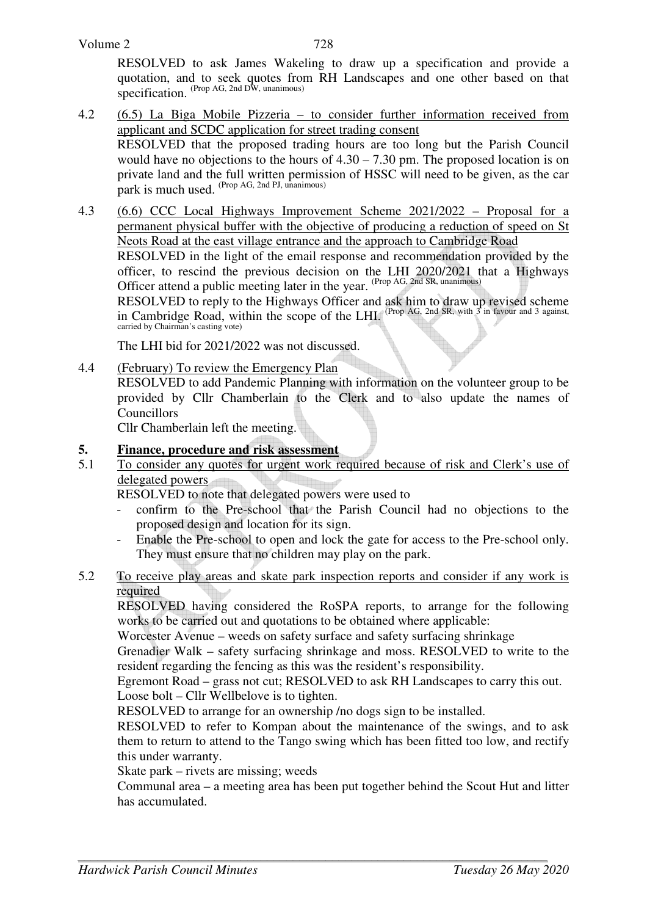RESOLVED to ask James Wakeling to draw up a specification and provide a quotation, and to seek quotes from RH Landscapes and one other based on that specification. (Prop AG, 2nd DW, unanimous)

4.2 (6.5) La Biga Mobile Pizzeria – to consider further information received from applicant and SCDC application for street trading consent

RESOLVED that the proposed trading hours are too long but the Parish Council would have no objections to the hours of 4.30 – 7.30 pm. The proposed location is on private land and the full written permission of HSSC will need to be given, as the car park is much used. (Prop AG, 2nd PJ, unanimous)

4.3 (6.6) CCC Local Highways Improvement Scheme 2021/2022 – Proposal for a permanent physical buffer with the objective of producing a reduction of speed on St Neots Road at the east village entrance and the approach to Cambridge Road

RESOLVED in the light of the email response and recommendation provided by the officer, to rescind the previous decision on the LHI 2020/2021 that a Highways Officer attend a public meeting later in the year. (Prop AG, 2nd SR, unanimous)

RESOLVED to reply to the Highways Officer and ask him to draw up revised scheme in Cambridge Road, within the scope of the LHI. (Prop AG, 2nd SR, with 3 in favour and 3 against, carried by Chairman's casting vote)

The LHI bid for 2021/2022 was not discussed.

4.4 (February) To review the Emergency Plan

RESOLVED to add Pandemic Planning with information on the volunteer group to be provided by Cllr Chamberlain to the Clerk and to also update the names of Councillors

Cllr Chamberlain left the meeting.

## 5. Finance, procedure and risk assessment

5.1 To consider any quotes for urgent work required because of risk and Clerk's use of delegated powers

RESOLVED to note that delegated powers were used to

- confirm to the Pre-school that the Parish Council had no objections to the proposed design and location for its sign.
- Enable the Pre-school to open and lock the gate for access to the Pre-school only. They must ensure that no children may play on the park.

5.2 To receive play areas and skate park inspection reports and consider if any work is required

RESOLVED having considered the RoSPA reports, to arrange for the following works to be carried out and quotations to be obtained where applicable:

Worcester Avenue – weeds on safety surface and safety surfacing shrinkage

Grenadier Walk – safety surfacing shrinkage and moss. RESOLVED to write to the resident regarding the fencing as this was the resident's responsibility.

Egremont Road – grass not cut; RESOLVED to ask RH Landscapes to carry this out.

Loose bolt – Cllr Wellbelove is to tighten.

RESOLVED to arrange for an ownership /no dogs sign to be installed.

RESOLVED to refer to Kompan about the maintenance of the swings, and to ask them to return to attend to the Tango swing which has been fitted too low, and rectify this under warranty.

Skate park – rivets are missing; weeds

Communal area – a meeting area has been put together behind the Scout Hut and litter has accumulated.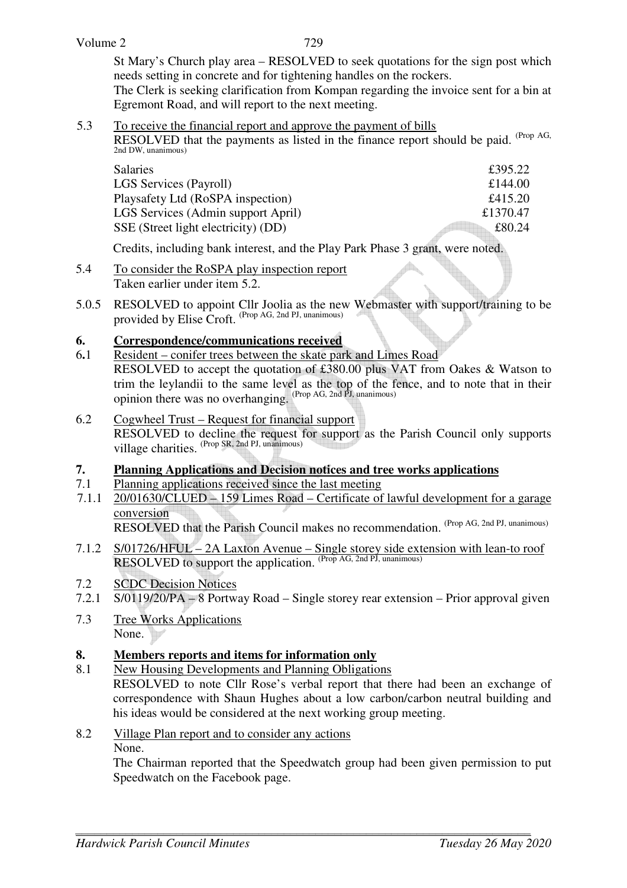St Mary's Church play area – RESOLVED to seek quotations for the sign post which needs setting in concrete and for tightening handles on the rockers.
The Clerk is seeking clarification from Kompan regarding the invoice sent for a bin at Egremont Road, and will report to the next meeting.

5.3 To receive the financial report and approve the payment of bills
RESOLVED that the payments as listed in the finance report should be paid. (Prop AG, 2nd DW, unanimous)

| | |
|---|---|
| Salaries | £395.22 |
| LGS Services (Payroll) | £144.00 |
| Playsafety Ltd (RoSPA inspection) | £415.20 |
| LGS Services (Admin support April) | £1370.47 |
| SSE (Street light electricity) (DD) | £80.24 |

Credits, including bank interest, and the Play Park Phase 3 grant, were noted.

5.4 To consider the RoSPA play inspection report
Taken earlier under item 5.2.

5.0.5 RESOLVED to appoint Cllr Joolia as the new Webmaster with support/training to be provided by Elise Croft. (Prop AG, 2nd PJ, unanimous)

## 6. Correspondence/communications received

6.1 Resident – conifer trees between the skate park and Limes Road
RESOLVED to accept the quotation of £380.00 plus VAT from Oakes & Watson to trim the leylandii to the same level as the top of the fence, and to note that in their opinion there was no overhanging. (Prop AG, 2nd PJ, unanimous)

6.2 Cogwheel Trust – Request for financial support
RESOLVED to decline the request for support as the Parish Council only supports village charities. (Prop SR, 2nd PJ, unanimous)

## 7. Planning Applications and Decision notices and tree works applications

7.1 Planning applications received since the last meeting

7.1.1 20/01630/CLUED – 159 Limes Road – Certificate of lawful development for a garage conversion
RESOLVED that the Parish Council makes no recommendation. (Prop AG, 2nd PJ, unanimous)

7.1.2 S/01726/HFUL – 2A Laxton Avenue – Single storey side extension with lean-to roof
RESOLVED to support the application. (Prop AG, 2nd PJ, unanimous)

7.2 SCDC Decision Notices

7.2.1 S/0119/20/PA – 8 Portway Road – Single storey rear extension – Prior approval given

7.3 Tree Works Applications
None.

## 8. Members reports and items for information only

8.1 New Housing Developments and Planning Obligations
RESOLVED to note Cllr Rose's verbal report that there had been an exchange of correspondence with Shaun Hughes about a low carbon/carbon neutral building and his ideas would be considered at the next working group meeting.

8.2 Village Plan report and to consider any actions
None.
The Chairman reported that the Speedwatch group had been given permission to put Speedwatch on the Facebook page.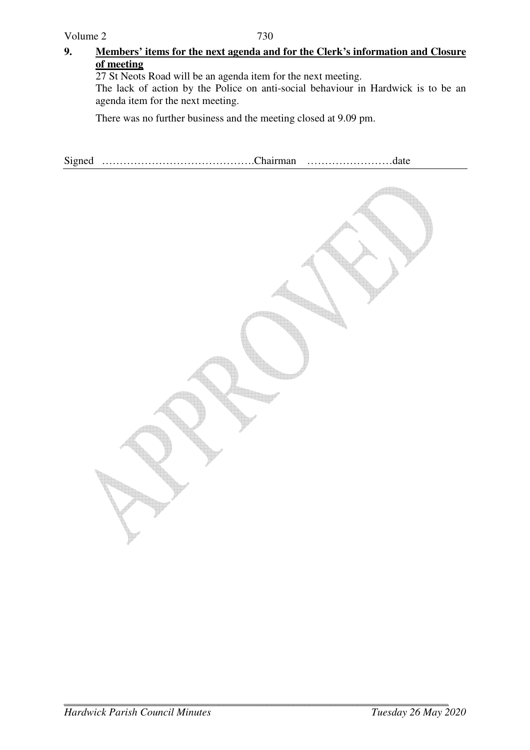## 9. Members' items for the next agenda and for the Clerk's information and Closure of meeting

27 St Neots Road will be an agenda item for the next meeting.

The lack of action by the Police on anti-social behaviour in Hardwick is to be an agenda item for the next meeting.

There was no further business and the meeting closed at 9.09 pm.

Signed …………………………………….Chairman ……………………date

APPROVED